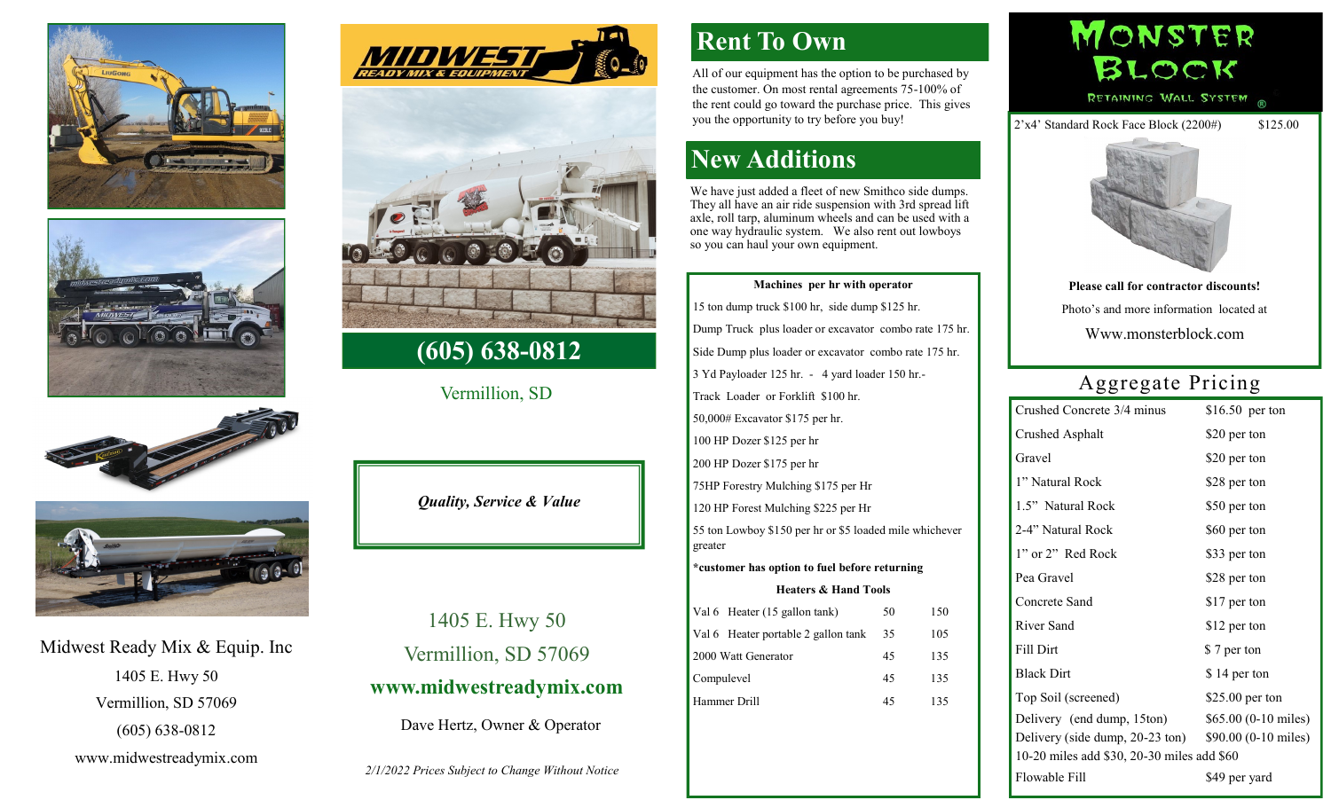Midwest Ready Mix & Equip. Inc

1405 E. Hwy 50

Vermillion, SD 57069

(605) 638-0812

www.midwestreadymix.com

MIDWEST READY MIX & EQUIPMENT

## (605) 638-0812

Vermillion, SD

*Quality, Service & Value*

1405 E. Hwy 50

Vermillion, SD 57069

**www.midwestreadymix.com**

Dave Hertz, Owner & Operator

*2/1/2022 Prices Subject to Change Without Notice*

## Rent To Own

All of our equipment has the option to be purchased by the customer. On most rental agreements 75-100% of the rent could go toward the purchase price. This gives you the opportunity to try before you buy!

## New Additions

We have just added a fleet of new Smithco side dumps. They all have an air ride suspension with 3rd spread lift axle, roll tarp, aluminum wheels and can be used with a one way hydraulic system. We also rent out lowboys so you can haul your own equipment.

**Machines per hr with operator**

15 ton dump truck $100 hr, side dump $125 hr.

Dump Truck plus loader or excavator combo rate 175 hr.

Side Dump plus loader or excavator combo rate 175 hr.

3 Yd Payloader 125 hr. - 4 yard loader 150 hr.-

Track Loader or Forklift $100 hr.

50,000# Excavator $175 per hr.

100 HP Dozer $125 per hr

200 HP Dozer $175 per hr

75HP Forestry Mulching $175 per Hr

120 HP Forest Mulching $225 per Hr

55 ton Lowboy $150 per hr or $5 loaded mile whichever greater

**\*customer has option to fuel before returning**

**Heaters & Hand Tools**

| Item | | |
|---|---|---|
| Val 6 Heater (15 gallon tank) | 50 | 150 |
| Val 6 Heater portable 2 gallon tank | 35 | 105 |
| 2000 Watt Generator | 45 | 135 |
| Compulevel | 45 | 135 |
| Hammer Drill | 45 | 135 |

## MONSTER BLOCK

RETAINING WALL SYSTEM ®

2'x4' Standard Rock Face Block (2200#) $125.00

**Please call for contractor discounts!**

Photo's and more information located at

Www.monsterblock.com

## Aggregate Pricing

| Item | Price |
|---|---|
| Crushed Concrete 3/4 minus | $16.50 per ton |
| Crushed Asphalt | $20 per ton |
| Gravel | $20 per ton |
| 1" Natural Rock | $28 per ton |
| 1.5" Natural Rock | $50 per ton |
| 2-4" Natural Rock | $60 per ton |
| 1" or 2" Red Rock | $33 per ton |
| Pea Gravel | $28 per ton |
| Concrete Sand | $17 per ton |
| River Sand | $12 per ton |
| Fill Dirt | $ 7 per ton |
| Black Dirt | $ 14 per ton |
| Top Soil (screened) | $25.00 per ton |
| Delivery (end dump, 15ton) | $65.00 (0-10 miles) |
| Delivery (side dump, 20-23 ton) | $90.00 (0-10 miles) |
| 10-20 miles add $30, 20-30 miles add $60 | |
| Flowable Fill | $49 per yard |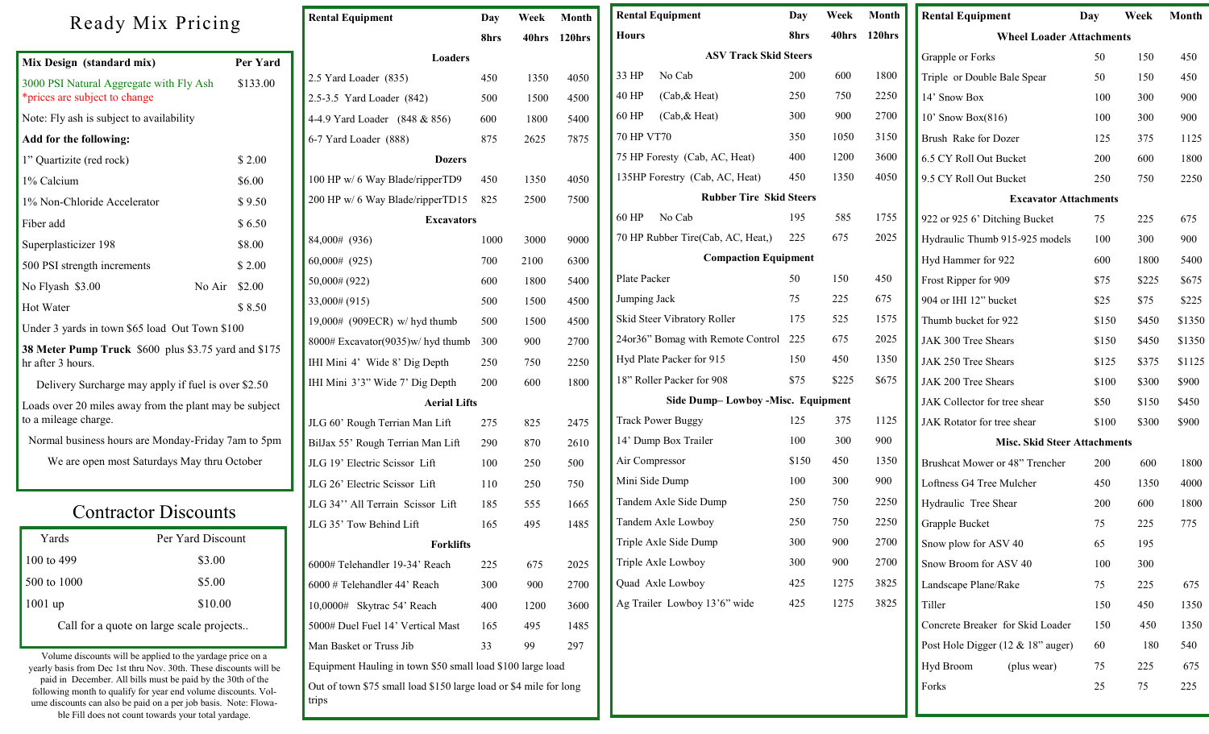# Ready Mix Pricing

| Mix Design (standard mix) | Per Yard |
|---|---|
| 3000 PSI Natural Aggregate with Fly Ash *prices are subject to change | $133.00 |
| Note: Fly ash is subject to availability | |
| **Add for the following:** | |
| 1" Quartizite (red rock) | $ 2.00 |
| 1% Calcium | $6.00 |
| 1% Non-Chloride Accelerator | $ 9.50 |
| Fiber add | $ 6.50 |
| Superplasticizer 198 | $8.00 |
| 500 PSI strength increments | $ 2.00 |
| No Flyash $3.00 No Air | $2.00 |
| Hot Water | $ 8.50 |

Under 3 yards in town $65 load Out Town $100

**38 Meter Pump Truck** $600 plus $3.75 yard and $175 hr after 3 hours.

Delivery Surcharge may apply if fuel is over $2.50

Loads over 20 miles away from the plant may be subject to a mileage charge.

Normal business hours are Monday-Friday 7am to 5pm

We are open most Saturdays May thru October

## Contractor Discounts

| Yards | Per Yard Discount |
|---|---|
| 100 to 499 | $3.00 |
| 500 to 1000 | $5.00 |
| 1001 up | $10.00 |

Call for a quote on large scale projects..

Volume discounts will be applied to the yardage price on a yearly basis from Dec 1st thru Nov. 30th. These discounts will be paid in December. All bills must be paid by the 30th of the following month to qualify for year end volume discounts. Volume discounts can also be paid on a per job basis. Note: Flowable Fill does not count towards your total yardage.

| Rental Equipment | Day 8hrs | Week 40hrs | Month 120hrs |
|---|---|---|---|
| **Loaders** | | | |
| 2.5 Yard Loader (835) | 450 | 1350 | 4050 |
| 2.5-3.5 Yard Loader (842) | 500 | 1500 | 4500 |
| 4-4.9 Yard Loader (848 & 856) | 600 | 1800 | 5400 |
| 6-7 Yard Loader (888) | 875 | 2625 | 7875 |
| **Dozers** | | | |
| 100 HP w/ 6 Way Blade/ripperTD9 | 450 | 1350 | 4050 |
| 200 HP w/ 6 Way Blade/ripperTD15 | 825 | 2500 | 7500 |
| **Excavators** | | | |
| 84,000# (936) | 1000 | 3000 | 9000 |
| 60,000# (925) | 700 | 2100 | 6300 |
| 50,000# (922) | 600 | 1800 | 5400 |
| 33,000# (915) | 500 | 1500 | 4500 |
| 19,000# (909ECR) w/ hyd thumb | 500 | 1500 | 4500 |
| 8000# Excavator(9035)w/ hyd thumb | 300 | 900 | 2700 |
| IHI Mini 4' Wide 8' Dig Depth | 250 | 750 | 2250 |
| IHI Mini 3'3" Wide 7' Dig Depth | 200 | 600 | 1800 |
| **Aerial Lifts** | | | |
| JLG 60' Rough Terrian Man Lift | 275 | 825 | 2475 |
| BilJax 55' Rough Terrian Man Lift | 290 | 870 | 2610 |
| JLG 19' Electric Scissor Lift | 100 | 250 | 500 |
| JLG 26' Electric Scissor Lift | 110 | 250 | 750 |
| JLG 34'' All Terrain Scissor Lift | 185 | 555 | 1665 |
| JLG 35' Tow Behind Lift | 165 | 495 | 1485 |
| **Forklifts** | | | |
| 6000# Telehandler 19-34' Reach | 225 | 675 | 2025 |
| 6000 # Telehandler 44' Reach | 300 | 900 | 2700 |
| 10,0000# Skytrac 54' Reach | 400 | 1200 | 3600 |
| 5000# Duel Fuel 14' Vertical Mast | 165 | 495 | 1485 |
| Man Basket or Truss Jib | 33 | 99 | 297 |

Equipment Hauling in town $50 small load $100 large load

Out of town $75 small load $150 large load or $4 mile for long trips

| Rental Equipment Hours | Day 8hrs | Week 40hrs | Month 120hrs |
|---|---|---|---|
| **ASV Track Skid Steers** | | | |
| 33 HP No Cab | 200 | 600 | 1800 |
| 40 HP (Cab,& Heat) | 250 | 750 | 2250 |
| 60 HP (Cab,& Heat) | 300 | 900 | 2700 |
| 70 HP VT70 | 350 | 1050 | 3150 |
| 75 HP Foresty (Cab, AC, Heat) | 400 | 1200 | 3600 |
| 135HP Forestry (Cab, AC, Heat) | 450 | 1350 | 4050 |
| **Rubber Tire Skid Steers** | | | |
| 60 HP No Cab | 195 | 585 | 1755 |
| 70 HP Rubber Tire(Cab, AC, Heat,) | 225 | 675 | 2025 |
| **Compaction Equipment** | | | |
| Plate Packer | 50 | 150 | 450 |
| Jumping Jack | 75 | 225 | 675 |
| Skid Steer Vibratory Roller | 175 | 525 | 1575 |
| 24or36" Bomag with Remote Control | 225 | 675 | 2025 |
| Hyd Plate Packer for 915 | 150 | 450 | 1350 |
| 18" Roller Packer for 908 | $75 | $225 | $675 |
| **Side Dump– Lowboy -Misc. Equipment** | | | |
| Track Power Buggy | 125 | 375 | 1125 |
| 14' Dump Box Trailer | 100 | 300 | 900 |
| Air Compressor | $150 | 450 | 1350 |
| Mini Side Dump | 100 | 300 | 900 |
| Tandem Axle Side Dump | 250 | 750 | 2250 |
| Tandem Axle Lowboy | 250 | 750 | 2250 |
| Triple Axle Side Dump | 300 | 900 | 2700 |
| Triple Axle Lowboy | 300 | 900 | 2700 |
| Quad Axle Lowboy | 425 | 1275 | 3825 |
| Ag Trailer Lowboy 13'6" wide | 425 | 1275 | 3825 |

| Rental Equipment | Day | Week | Month |
|---|---|---|---|
| **Wheel Loader Attachments** | | | |
| Grapple or Forks | 50 | 150 | 450 |
| Triple or Double Bale Spear | 50 | 150 | 450 |
| 14' Snow Box | 100 | 300 | 900 |
| 10' Snow Box(816) | 100 | 300 | 900 |
| Brush Rake for Dozer | 125 | 375 | 1125 |
| 6.5 CY Roll Out Bucket | 200 | 600 | 1800 |
| 9.5 CY Roll Out Bucket | 250 | 750 | 2250 |
| **Excavator Attachments** | | | |
| 922 or 925 6' Ditching Bucket | 75 | 225 | 675 |
| Hydraulic Thumb 915-925 models | 100 | 300 | 900 |
| Hyd Hammer for 922 | 600 | 1800 | 5400 |
| Frost Ripper for 909 | $75 | $225 | $675 |
| 904 or IHI 12" bucket | $25 | $75 | $225 |
| Thumb bucket for 922 | $150 | $450 | $1350 |
| JAK 300 Tree Shears | $150 | $450 | $1350 |
| JAK 250 Tree Shears | $125 | $375 | $1125 |
| JAK 200 Tree Shears | $100 | $300 | $900 |
| JAK Collector for tree shear | $50 | $150 | $450 |
| JAK Rotator for tree shear | $100 | $300 | $900 |
| **Misc. Skid Steer Attachments** | | | |
| Brushcat Mower or 48" Trencher | 200 | 600 | 1800 |
| Loftness G4 Tree Mulcher | 450 | 1350 | 4000 |
| Hydraulic Tree Shear | 200 | 600 | 1800 |
| Grapple Bucket | 75 | 225 | 775 |
| Snow plow for ASV 40 | 65 | 195 | |
| Snow Broom for ASV 40 | 100 | 300 | |
| Landscape Plane/Rake | 75 | 225 | 675 |
| Tiller | 150 | 450 | 1350 |
| Concrete Breaker for Skid Loader | 150 | 450 | 1350 |
| Post Hole Digger (12 & 18" auger) | 60 | 180 | 540 |
| Hyd Broom (plus wear) | 75 | 225 | 675 |
| Forks | 25 | 75 | 225 |